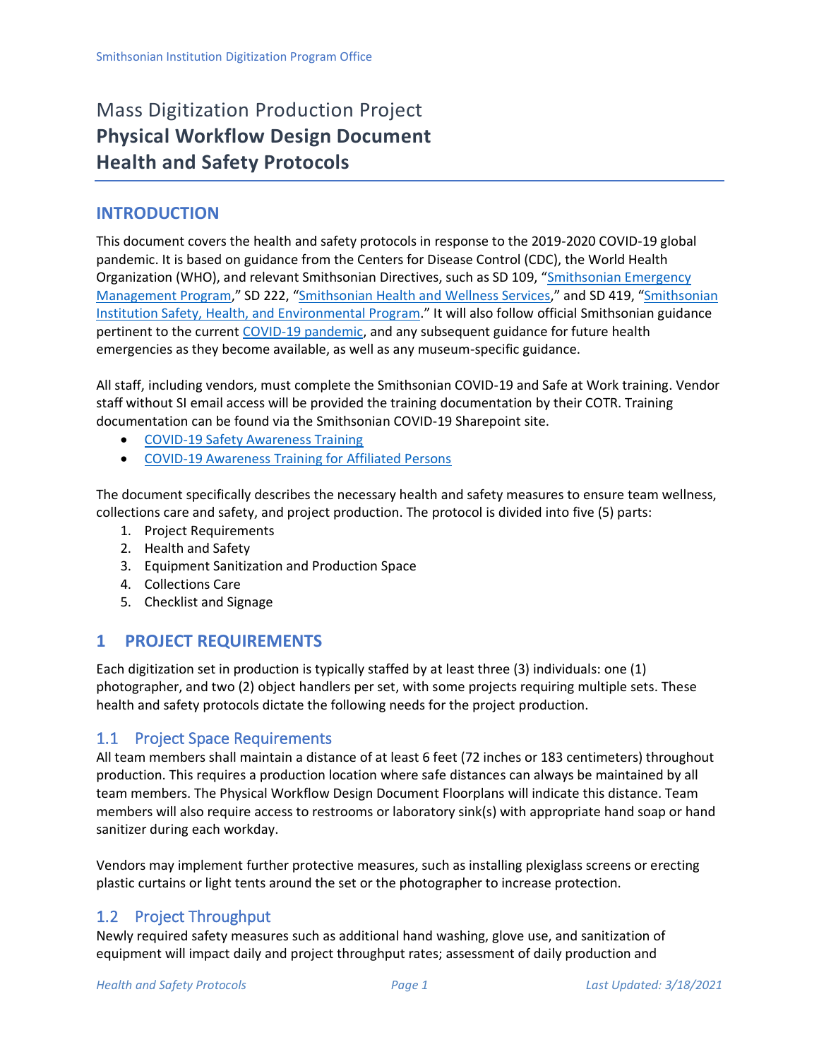Smithsonian Institution Digitization Program Office

# Mass Digitization Production Project
# **Physical Workflow Design Document**
# **Health and Safety Protocols**

## INTRODUCTION

This document covers the health and safety protocols in response to the 2019-2020 COVID-19 global pandemic. It is based on guidance from the Centers for Disease Control (CDC), the World Health Organization (WHO), and relevant Smithsonian Directives, such as SD 109, "Smithsonian Emergency Management Program," SD 222, "Smithsonian Health and Wellness Services," and SD 419, "Smithsonian Institution Safety, Health, and Environmental Program." It will also follow official Smithsonian guidance pertinent to the current COVID-19 pandemic, and any subsequent guidance for future health emergencies as they become available, as well as any museum-specific guidance.

All staff, including vendors, must complete the Smithsonian COVID-19 and Safe at Work training. Vendor staff without SI email access will be provided the training documentation by their COTR. Training documentation can be found via the Smithsonian COVID-19 Sharepoint site.

- COVID-19 Safety Awareness Training
- COVID-19 Awareness Training for Affiliated Persons

The document specifically describes the necessary health and safety measures to ensure team wellness, collections care and safety, and project production. The protocol is divided into five (5) parts:

1. Project Requirements
2. Health and Safety
3. Equipment Sanitization and Production Space
4. Collections Care
5. Checklist and Signage

## 1 PROJECT REQUIREMENTS

Each digitization set in production is typically staffed by at least three (3) individuals: one (1) photographer, and two (2) object handlers per set, with some projects requiring multiple sets. These health and safety protocols dictate the following needs for the project production.

### 1.1 Project Space Requirements

All team members shall maintain a distance of at least 6 feet (72 inches or 183 centimeters) throughout production. This requires a production location where safe distances can always be maintained by all team members. The Physical Workflow Design Document Floorplans will indicate this distance. Team members will also require access to restrooms or laboratory sink(s) with appropriate hand soap or hand sanitizer during each workday.

Vendors may implement further protective measures, such as installing plexiglass screens or erecting plastic curtains or light tents around the set or the photographer to increase protection.

### 1.2 Project Throughput

Newly required safety measures such as additional hand washing, glove use, and sanitization of equipment will impact daily and project throughput rates; assessment of daily production and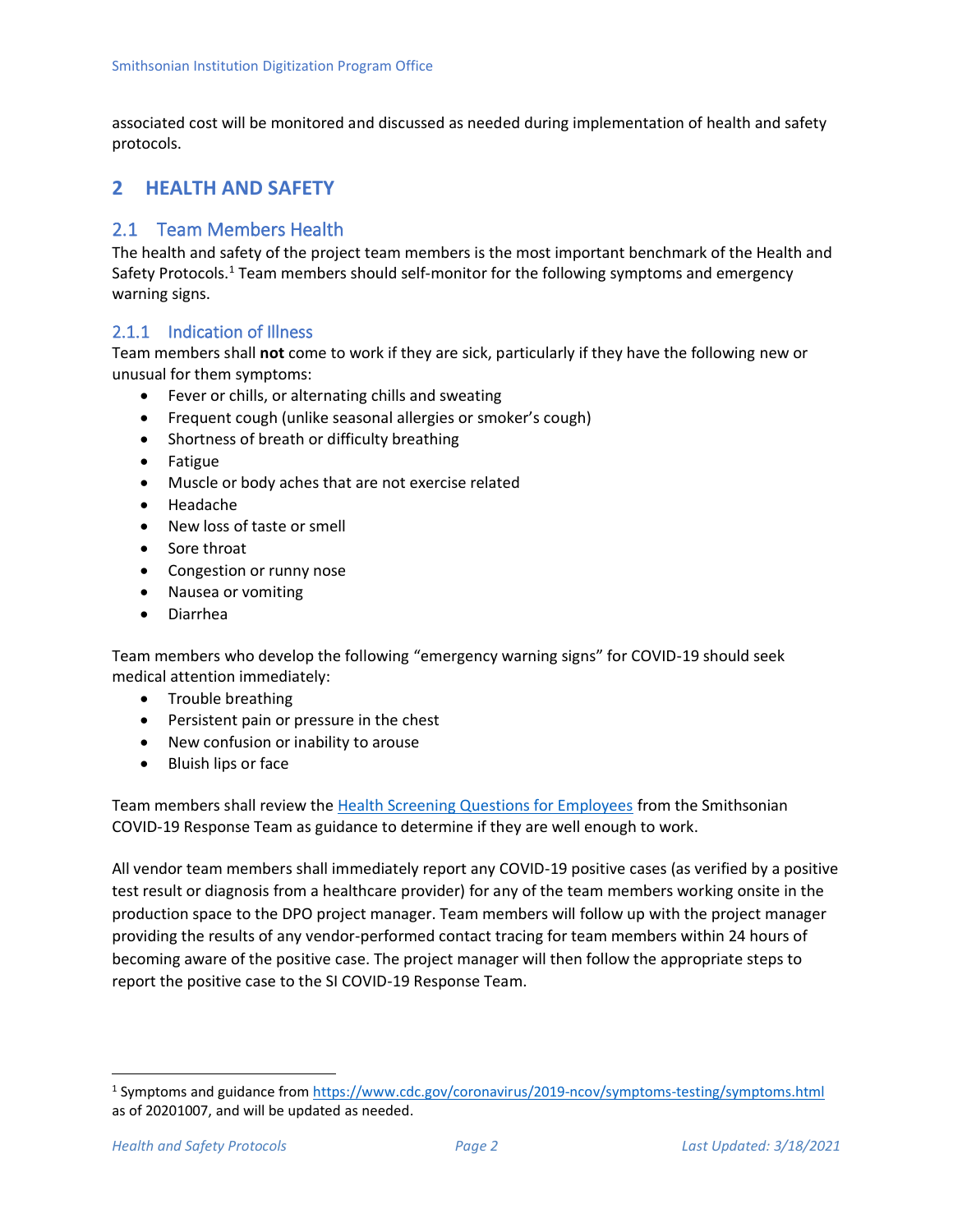associated cost will be monitored and discussed as needed during implementation of health and safety protocols.

# 2 HEALTH AND SAFETY

## 2.1 Team Members Health

The health and safety of the project team members is the most important benchmark of the Health and Safety Protocols.[1] Team members should self-monitor for the following symptoms and emergency warning signs.

### 2.1.1 Indication of Illness

Team members shall **not** come to work if they are sick, particularly if they have the following new or unusual for them symptoms:

- Fever or chills, or alternating chills and sweating
- Frequent cough (unlike seasonal allergies or smoker's cough)
- Shortness of breath or difficulty breathing
- Fatigue
- Muscle or body aches that are not exercise related
- Headache
- New loss of taste or smell
- Sore throat
- Congestion or runny nose
- Nausea or vomiting
- Diarrhea

Team members who develop the following "emergency warning signs" for COVID-19 should seek medical attention immediately:

- Trouble breathing
- Persistent pain or pressure in the chest
- New confusion or inability to arouse
- Bluish lips or face

Team members shall review the [Health Screening Questions for Employees](#) from the Smithsonian COVID-19 Response Team as guidance to determine if they are well enough to work.

All vendor team members shall immediately report any COVID-19 positive cases (as verified by a positive test result or diagnosis from a healthcare provider) for any of the team members working onsite in the production space to the DPO project manager. Team members will follow up with the project manager providing the results of any vendor-performed contact tracing for team members within 24 hours of becoming aware of the positive case. The project manager will then follow the appropriate steps to report the positive case to the SI COVID-19 Response Team.

---

[1] Symptoms and guidance from https://www.cdc.gov/coronavirus/2019-ncov/symptoms-testing/symptoms.html as of 20201007, and will be updated as needed.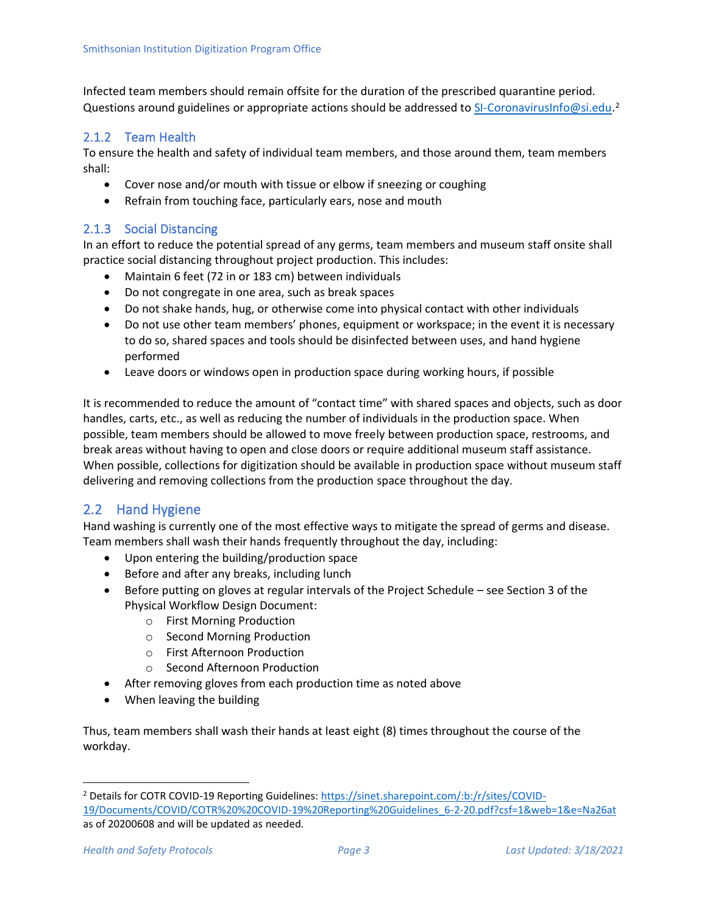Infected team members should remain offsite for the duration of the prescribed quarantine period. Questions around guidelines or appropriate actions should be addressed to [SI-CoronavirusInfo@si.edu](mailto:SI-CoronavirusInfo@si.edu).[2]

### 2.1.2 Team Health

To ensure the health and safety of individual team members, and those around them, team members shall:

- Cover nose and/or mouth with tissue or elbow if sneezing or coughing
- Refrain from touching face, particularly ears, nose and mouth

### 2.1.3 Social Distancing

In an effort to reduce the potential spread of any germs, team members and museum staff onsite shall practice social distancing throughout project production. This includes:

- Maintain 6 feet (72 in or 183 cm) between individuals
- Do not congregate in one area, such as break spaces
- Do not shake hands, hug, or otherwise come into physical contact with other individuals
- Do not use other team members' phones, equipment or workspace; in the event it is necessary to do so, shared spaces and tools should be disinfected between uses, and hand hygiene performed
- Leave doors or windows open in production space during working hours, if possible

It is recommended to reduce the amount of "contact time" with shared spaces and objects, such as door handles, carts, etc., as well as reducing the number of individuals in the production space. When possible, team members should be allowed to move freely between production space, restrooms, and break areas without having to open and close doors or require additional museum staff assistance. When possible, collections for digitization should be available in production space without museum staff delivering and removing collections from the production space throughout the day.

## 2.2 Hand Hygiene

Hand washing is currently one of the most effective ways to mitigate the spread of germs and disease. Team members shall wash their hands frequently throughout the day, including:

- Upon entering the building/production space
- Before and after any breaks, including lunch
- Before putting on gloves at regular intervals of the Project Schedule – see Section 3 of the Physical Workflow Design Document:
    - First Morning Production
    - Second Morning Production
    - First Afternoon Production
    - Second Afternoon Production
- After removing gloves from each production time as noted above
- When leaving the building

Thus, team members shall wash their hands at least eight (8) times throughout the course of the workday.

---

[2] Details for COTR COVID-19 Reporting Guidelines: https://sinet.sharepoint.com/:b:/r/sites/COVID-19/Documents/COVID/COTR%20%20COVID-19%20Reporting%20Guidelines_6-2-20.pdf?csf=1&web=1&e=Na26at as of 20200608 and will be updated as needed.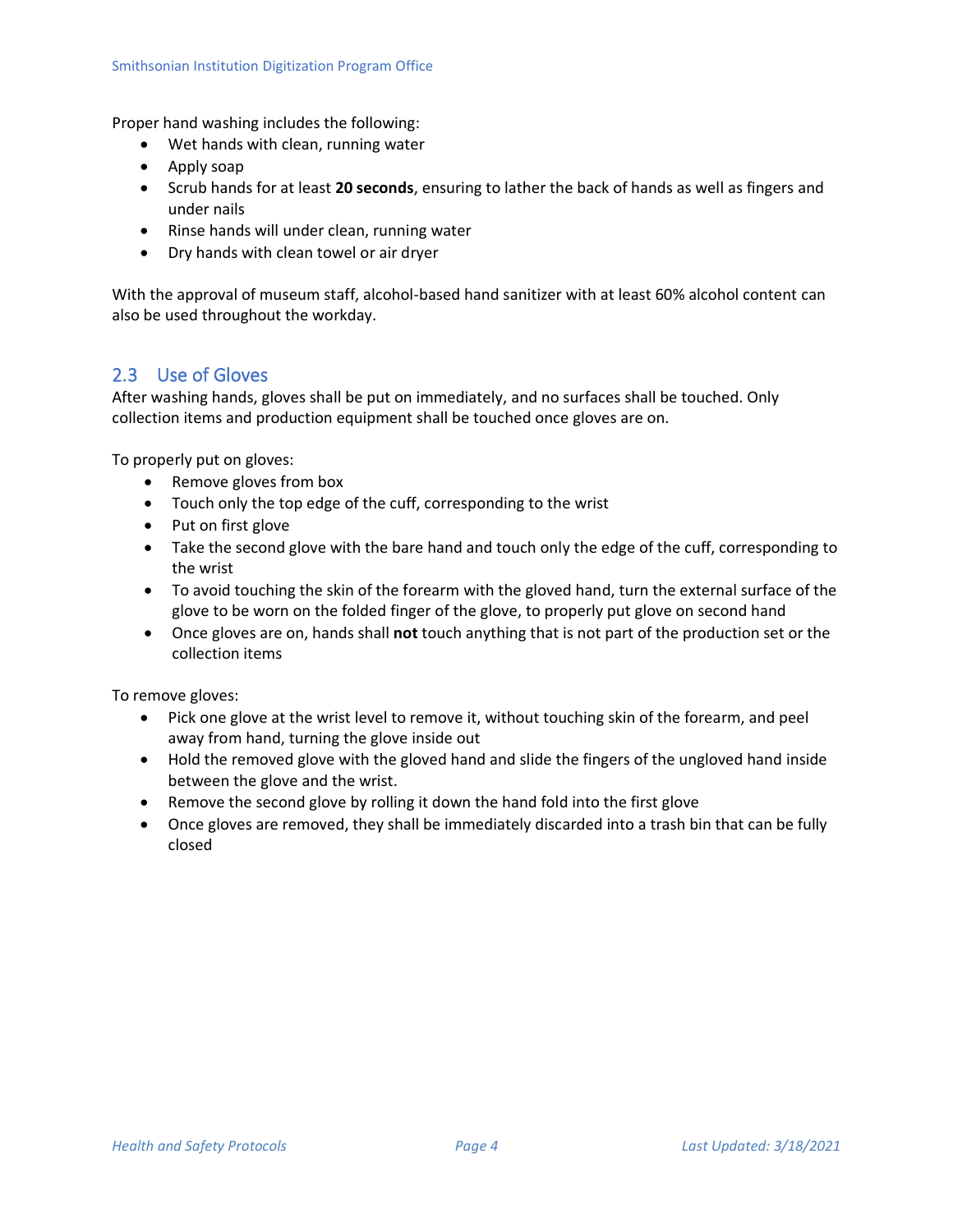Proper hand washing includes the following:

- Wet hands with clean, running water
- Apply soap
- Scrub hands for at least **20 seconds**, ensuring to lather the back of hands as well as fingers and under nails
- Rinse hands will under clean, running water
- Dry hands with clean towel or air dryer

With the approval of museum staff, alcohol-based hand sanitizer with at least 60% alcohol content can also be used throughout the workday.

## 2.3 Use of Gloves

After washing hands, gloves shall be put on immediately, and no surfaces shall be touched. Only collection items and production equipment shall be touched once gloves are on.

To properly put on gloves:

- Remove gloves from box
- Touch only the top edge of the cuff, corresponding to the wrist
- Put on first glove
- Take the second glove with the bare hand and touch only the edge of the cuff, corresponding to the wrist
- To avoid touching the skin of the forearm with the gloved hand, turn the external surface of the glove to be worn on the folded finger of the glove, to properly put glove on second hand
- Once gloves are on, hands shall **not** touch anything that is not part of the production set or the collection items

To remove gloves:

- Pick one glove at the wrist level to remove it, without touching skin of the forearm, and peel away from hand, turning the glove inside out
- Hold the removed glove with the gloved hand and slide the fingers of the ungloved hand inside between the glove and the wrist.
- Remove the second glove by rolling it down the hand fold into the first glove
- Once gloves are removed, they shall be immediately discarded into a trash bin that can be fully closed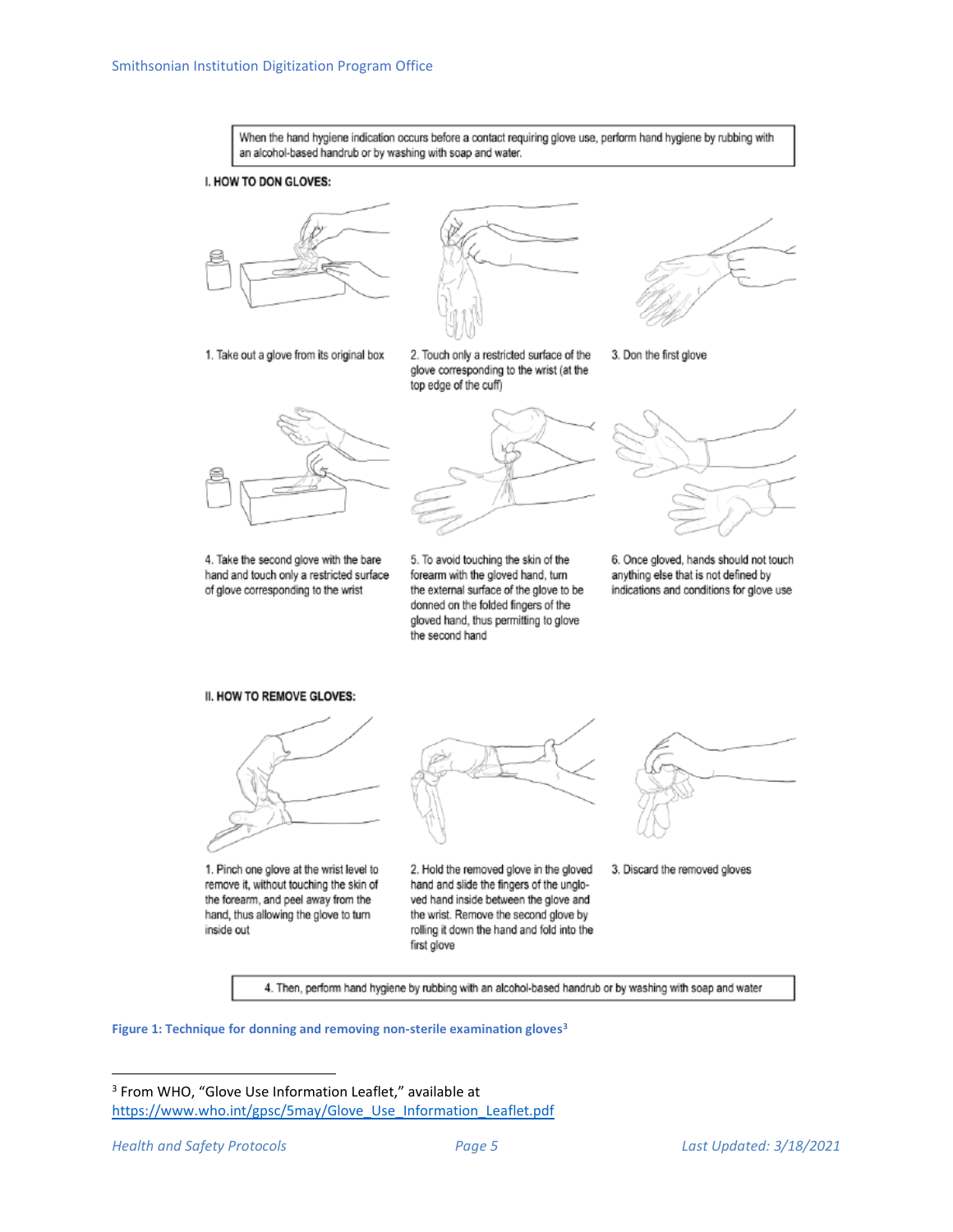When the hand hygiene indication occurs before a contact requiring glove use, perform hand hygiene by rubbing with an alcohol-based handrub or by washing with soap and water.

**I. HOW TO DON GLOVES:**

1. Take out a glove from its original box

2. Touch only a restricted surface of the glove corresponding to the wrist (at the top edge of the cuff)

3. Don the first glove

4. Take the second glove with the bare hand and touch only a restricted surface of glove corresponding to the wrist

5. To avoid touching the skin of the forearm with the gloved hand, turn the external surface of the glove to be donned on the folded fingers of the gloved hand, thus permitting to glove the second hand

6. Once gloved, hands should not touch anything else that is not defined by indications and conditions for glove use

**II. HOW TO REMOVE GLOVES:**

1. Pinch one glove at the wrist level to remove it, without touching the skin of the forearm, and peel away from the hand, thus allowing the glove to turn inside out

2. Hold the removed glove in the gloved hand and slide the fingers of the ungloved hand inside between the glove and the wrist. Remove the second glove by rolling it down the hand and fold into the first glove

3. Discard the removed gloves

4. Then, perform hand hygiene by rubbing with an alcohol-based handrub or by washing with soap and water

**Figure 1: Technique for donning and removing non-sterile examination gloves[3]**

[3] From WHO, "Glove Use Information Leaflet," available at https://www.who.int/gpsc/5may/Glove_Use_Information_Leaflet.pdf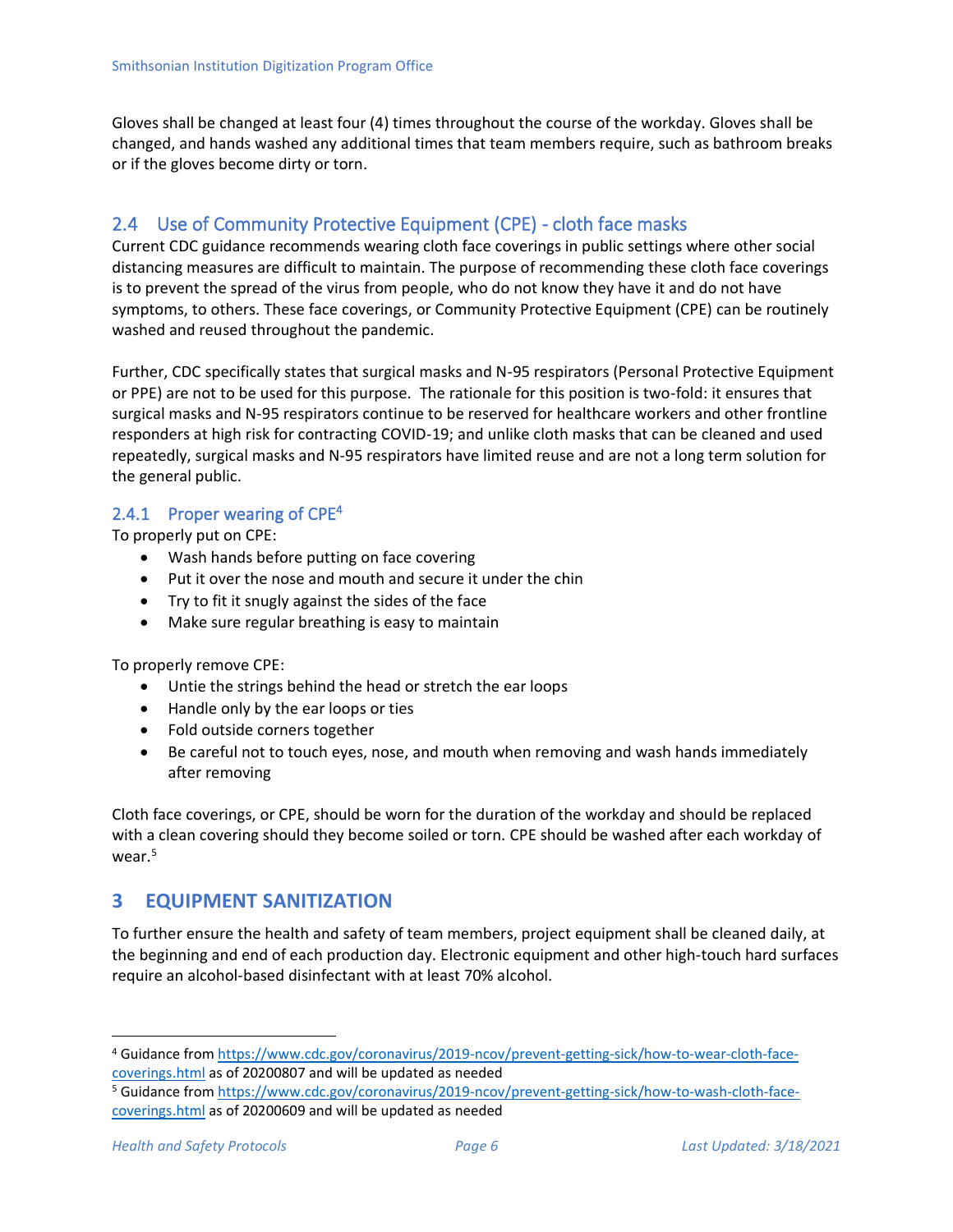Gloves shall be changed at least four (4) times throughout the course of the workday. Gloves shall be changed, and hands washed any additional times that team members require, such as bathroom breaks or if the gloves become dirty or torn.

### 2.4 Use of Community Protective Equipment (CPE) - cloth face masks

Current CDC guidance recommends wearing cloth face coverings in public settings where other social distancing measures are difficult to maintain. The purpose of recommending these cloth face coverings is to prevent the spread of the virus from people, who do not know they have it and do not have symptoms, to others. These face coverings, or Community Protective Equipment (CPE) can be routinely washed and reused throughout the pandemic.

Further, CDC specifically states that surgical masks and N-95 respirators (Personal Protective Equipment or PPE) are not to be used for this purpose. The rationale for this position is two-fold: it ensures that surgical masks and N-95 respirators continue to be reserved for healthcare workers and other frontline responders at high risk for contracting COVID-19; and unlike cloth masks that can be cleaned and used repeatedly, surgical masks and N-95 respirators have limited reuse and are not a long term solution for the general public.

#### 2.4.1 Proper wearing of CPE[4]

To properly put on CPE:

- Wash hands before putting on face covering
- Put it over the nose and mouth and secure it under the chin
- Try to fit it snugly against the sides of the face
- Make sure regular breathing is easy to maintain

To properly remove CPE:

- Untie the strings behind the head or stretch the ear loops
- Handle only by the ear loops or ties
- Fold outside corners together
- Be careful not to touch eyes, nose, and mouth when removing and wash hands immediately after removing

Cloth face coverings, or CPE, should be worn for the duration of the workday and should be replaced with a clean covering should they become soiled or torn. CPE should be washed after each workday of wear.[5]

## 3 EQUIPMENT SANITIZATION

To further ensure the health and safety of team members, project equipment shall be cleaned daily, at the beginning and end of each production day. Electronic equipment and other high-touch hard surfaces require an alcohol-based disinfectant with at least 70% alcohol.

---

[4] Guidance from https://www.cdc.gov/coronavirus/2019-ncov/prevent-getting-sick/how-to-wear-cloth-face-coverings.html as of 20200807 and will be updated as needed

[5] Guidance from https://www.cdc.gov/coronavirus/2019-ncov/prevent-getting-sick/how-to-wash-cloth-face-coverings.html as of 20200609 and will be updated as needed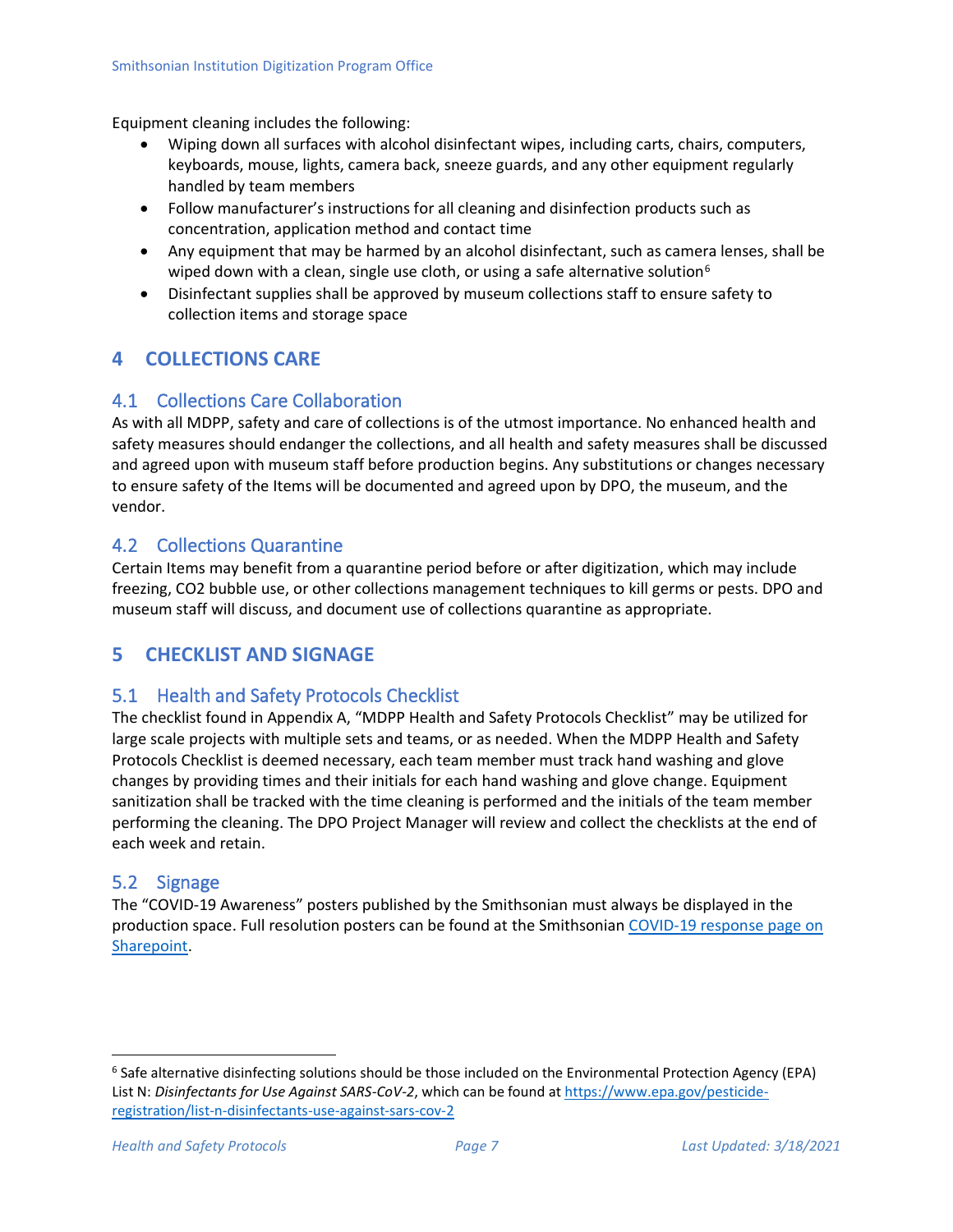Equipment cleaning includes the following:

- Wiping down all surfaces with alcohol disinfectant wipes, including carts, chairs, computers, keyboards, mouse, lights, camera back, sneeze guards, and any other equipment regularly handled by team members
- Follow manufacturer's instructions for all cleaning and disinfection products such as concentration, application method and contact time
- Any equipment that may be harmed by an alcohol disinfectant, such as camera lenses, shall be wiped down with a clean, single use cloth, or using a safe alternative solution[6]
- Disinfectant supplies shall be approved by museum collections staff to ensure safety to collection items and storage space

# 4 COLLECTIONS CARE

## 4.1 Collections Care Collaboration

As with all MDPP, safety and care of collections is of the utmost importance. No enhanced health and safety measures should endanger the collections, and all health and safety measures shall be discussed and agreed upon with museum staff before production begins. Any substitutions or changes necessary to ensure safety of the Items will be documented and agreed upon by DPO, the museum, and the vendor.

## 4.2 Collections Quarantine

Certain Items may benefit from a quarantine period before or after digitization, which may include freezing, $CO_2$ bubble use, or other collections management techniques to kill germs or pests. DPO and museum staff will discuss, and document use of collections quarantine as appropriate.

# 5 CHECKLIST AND SIGNAGE

## 5.1 Health and Safety Protocols Checklist

The checklist found in Appendix A, "MDPP Health and Safety Protocols Checklist" may be utilized for large scale projects with multiple sets and teams, or as needed. When the MDPP Health and Safety Protocols Checklist is deemed necessary, each team member must track hand washing and glove changes by providing times and their initials for each hand washing and glove change. Equipment sanitization shall be tracked with the time cleaning is performed and the initials of the team member performing the cleaning. The DPO Project Manager will review and collect the checklists at the end of each week and retain.

## 5.2 Signage

The "COVID-19 Awareness" posters published by the Smithsonian must always be displayed in the production space. Full resolution posters can be found at the Smithsonian [COVID-19 response page on Sharepoint](COVID-19 response page on Sharepoint).

---

[6] Safe alternative disinfecting solutions should be those included on the Environmental Protection Agency (EPA) List N: *Disinfectants for Use Against SARS-CoV-2*, which can be found at https://www.epa.gov/pesticide-registration/list-n-disinfectants-use-against-sars-cov-2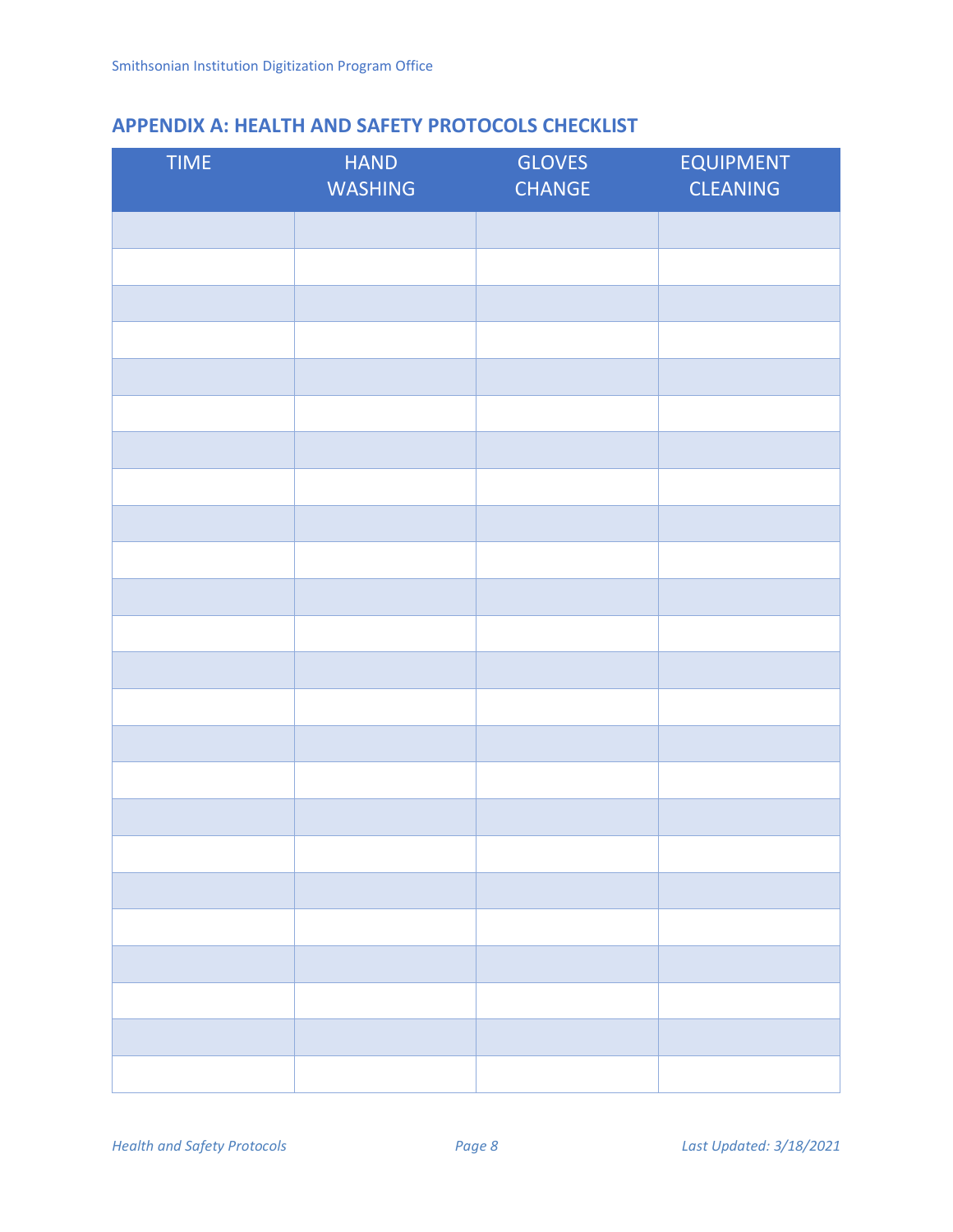## APPENDIX A: HEALTH AND SAFETY PROTOCOLS CHECKLIST

| TIME | HAND WASHING | GLOVES CHANGE | EQUIPMENT CLEANING |
|---|---|---|---|
| | | | |
| | | | |
| | | | |
| | | | |
| | | | |
| | | | |
| | | | |
| | | | |
| | | | |
| | | | |
| | | | |
| | | | |
| | | | |
| | | | |
| | | | |
| | | | |
| | | | |
| | | | |
| | | | |
| | | | |
| | | | |
| | | | |
| | | | |
| | | | |